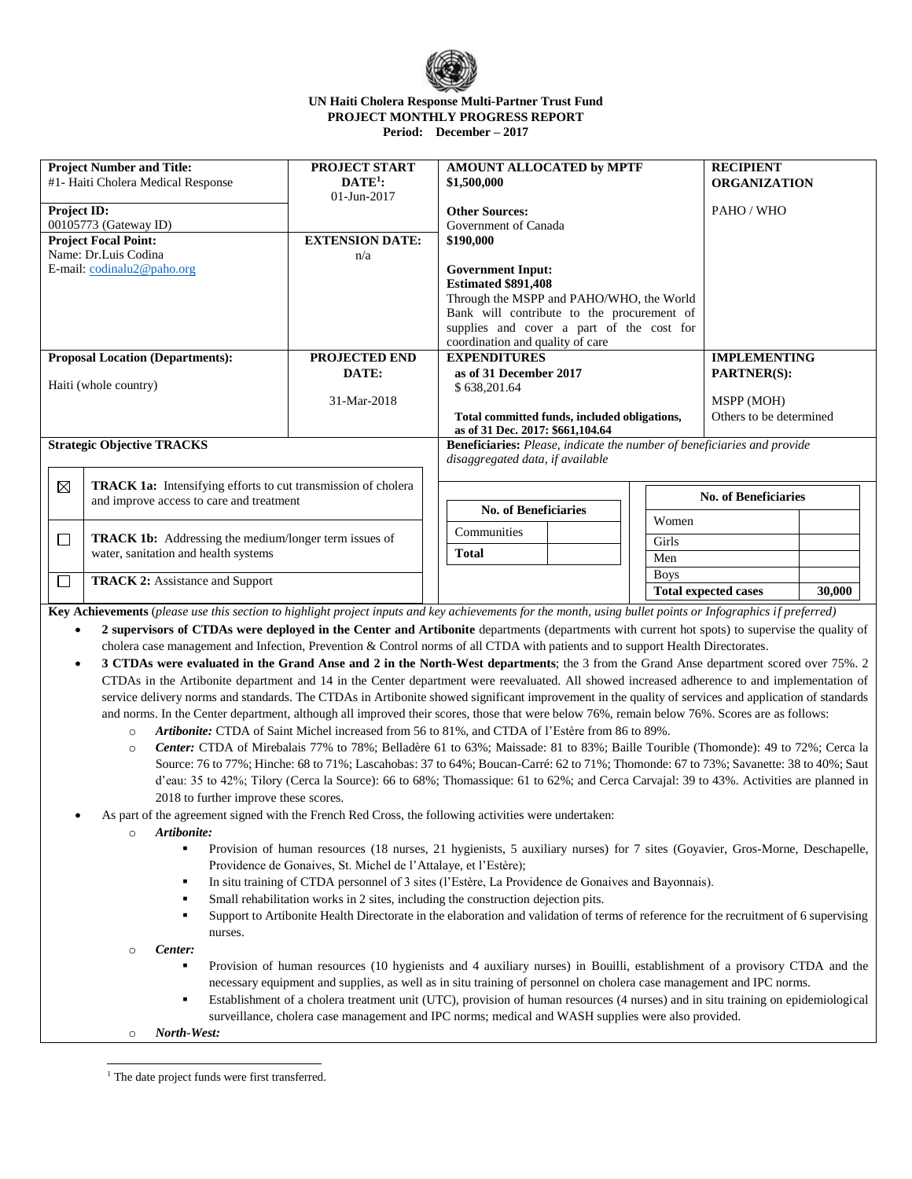**UN Haiti Cholera Response Multi-Partner Trust Fund**
**PROJECT MONTHLY PROGRESS REPORT**
**Period: December – 2017**

| **Project Number and Title:** #1- Haiti Cholera Medical Response | **PROJECT START DATE[1]:** 01-Jun-2017 | **AMOUNT ALLOCATED by MPTF** $1,500,000 | **RECIPIENT ORGANIZATION** |
|---|---|---|---|
| **Project ID:** 00105773 (Gateway ID) | | **Other Sources:** Government of Canada | PAHO / WHO |
| **Project Focal Point:** Name: Dr.Luis Codina E-mail: codinalu2@paho.org | **EXTENSION DATE:** n/a | **$190,000** **Government Input:** **Estimated $891,408** Through the MSPP and PAHO/WHO, the World Bank will contribute to the procurement of supplies and cover a part of the cost for coordination and quality of care | |
| **Proposal Location (Departments):** Haiti (whole country) | **PROJECTED END DATE:** 31-Mar-2018 | **EXPENDITURES** **as of 31 December 2017** $ 638,201.64 **Total committed funds, included obligations, as of 31 Dec. 2017: $661,104.64** | **IMPLEMENTING PARTNER(S):** MSPP (MOH) Others to be determined |

**Strategic Objective TRACKS**

- ☒ **TRACK 1a:** Intensifying efforts to cut transmission of cholera and improve access to care and treatment
- ☐ **TRACK 1b:** Addressing the medium/longer term issues of water, sanitation and health systems
- ☐ **TRACK 2:** Assistance and Support

**Beneficiaries:** *Please, indicate the number of beneficiaries and provide disaggregated data, if available*

| **No. of Beneficiaries** | |
|---|---|
| Communities | |
| **Total** | |

| **No. of Beneficiaries** | |
|---|---|
| Women | |
| Girls | |
| Men | |
| Boys | |
| **Total expected cases** | **30,000** |

**Key Achievements** (*please use this section to highlight project inputs and key achievements for the month, using bullet points or Infographics if preferred)*

- **2 supervisors of CTDAs were deployed in the Center and Artibonite** departments (departments with current hot spots) to supervise the quality of cholera case management and Infection, Prevention & Control norms of all CTDA with patients and to support Health Directorates.
- **3 CTDAs were evaluated in the Grand Anse and 2 in the North-West departments**; the 3 from the Grand Anse department scored over 75%. 2 CTDAs in the Artibonite department and 14 in the Center department were reevaluated. All showed increased adherence to and implementation of service delivery norms and standards. The CTDAs in Artibonite showed significant improvement in the quality of services and application of standards and norms. In the Center department, although all improved their scores, those that were below 76%, remain below 76%. Scores are as follows:
    - *Artibonite:* CTDA of Saint Michel increased from 56 to 81%, and CTDA of l'Estère from 86 to 89%.
    - *Center:* CTDA of Mirebalais 77% to 78%; Belladère 61 to 63%; Maissade: 81 to 83%; Baille Tourible (Thomonde): 49 to 72%; Cerca la Source: 76 to 77%; Hinche: 68 to 71%; Lascahobas: 37 to 64%; Boucan-Carré: 62 to 71%; Thomonde: 67 to 73%; Savanette: 38 to 40%; Saut d'eau: 35 to 42%; Tilory (Cerca la Source): 66 to 68%; Thomassique: 61 to 62%; and Cerca Carvajal: 39 to 43%. Activities are planned in 2018 to further improve these scores.
- As part of the agreement signed with the French Red Cross, the following activities were undertaken:
    - *Artibonite:*
        - Provision of human resources (18 nurses, 21 hygienists, 5 auxiliary nurses) for 7 sites (Goyavier, Gros-Morne, Deschapelle, Providence de Gonaives, St. Michel de l'Attalaye, et l'Estère);
        - In situ training of CTDA personnel of 3 sites (l'Estère, La Providence de Gonaives and Bayonnais).
        - Small rehabilitation works in 2 sites, including the construction dejection pits.
        - Support to Artibonite Health Directorate in the elaboration and validation of terms of reference for the recruitment of 6 supervising nurses.
    - *Center:*
        - Provision of human resources (10 hygienists and 4 auxiliary nurses) in Bouilli, establishment of a provisory CTDA and the necessary equipment and supplies, as well as in situ training of personnel on cholera case management and IPC norms.
        - Establishment of a cholera treatment unit (UTC), provision of human resources (4 nurses) and in situ training on epidemiological surveillance, cholera case management and IPC norms; medical and WASH supplies were also provided.
    - *North-West:*

[1] The date project funds were first transferred.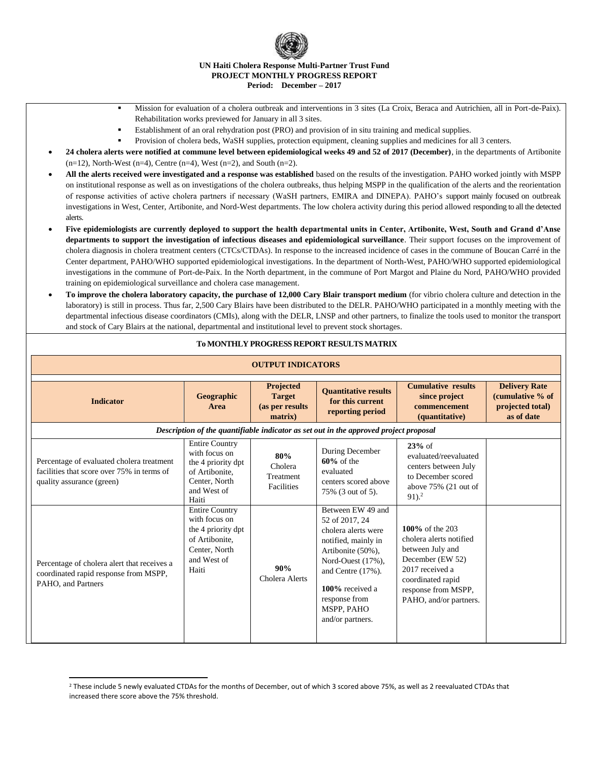UN Haiti Cholera Response Multi-Partner Trust Fund
PROJECT MONTHLY PROGRESS REPORT
Period: December – 2017

- Mission for evaluation of a cholera outbreak and interventions in 3 sites (La Croix, Beraca and Autrichien, all in Port-de-Paix). Rehabilitation works previewed for January in all 3 sites.
- Establishment of an oral rehydration post (PRO) and provision of in situ training and medical supplies.
- Provision of cholera beds, WaSH supplies, protection equipment, cleaning supplies and medicines for all 3 centers.

- **24 cholera alerts were notified at commune level between epidemiological weeks 49 and 52 of 2017 (December)**, in the departments of Artibonite (n=12), North-West (n=4), Centre (n=4), West (n=2), and South (n=2).
- **All the alerts received were investigated and a response was established** based on the results of the investigation. PAHO worked jointly with MSPP on institutional response as well as on investigations of the cholera outbreaks, thus helping MSPP in the qualification of the alerts and the reorientation of response activities of active cholera partners if necessary (WaSH partners, EMIRA and DINEPA). PAHO's support mainly focused on outbreak investigations in West, Center, Artibonite, and Nord-West departments. The low cholera activity during this period allowed responding to all the detected alerts.
- **Five epidemiologists are currently deployed to support the health departmental units in Center, Artibonite, West, South and Grand d'Anse departments to support the investigation of infectious diseases and epidemiological surveillance**. Their support focuses on the improvement of cholera diagnosis in cholera treatment centers (CTCs/CTDAs). In response to the increased incidence of cases in the commune of Boucan Carré in the Center department, PAHO/WHO supported epidemiological investigations. In the department of North-West, PAHO/WHO supported epidemiological investigations in the commune of Port-de-Paix. In the North department, in the commune of Port Margot and Plaine du Nord, PAHO/WHO provided training on epidemiological surveillance and cholera case management.
- **To improve the cholera laboratory capacity, the purchase of 12,000 Cary Blair transport medium** (for vibrio cholera culture and detection in the laboratory) is still in process. Thus far, 2,500 Cary Blairs have been distributed to the DELR. PAHO/WHO participated in a monthly meeting with the departmental infectious disease coordinators (CMIs), along with the DELR, LNSP and other partners, to finalize the tools used to monitor the transport and stock of Cary Blairs at the national, departmental and institutional level to prevent stock shortages.

**To MONTHLY PROGRESS REPORT RESULTS MATRIX**

**OUTPUT INDICATORS**

| Indicator | Geographic Area | Projected Target (as per results matrix) | Quantitative results for this current reporting period | Cumulative results since project commencement (quantitative) | Delivery Rate (cumulative % of projected total) as of date |
|---|---|---|---|---|---|
| *Description of the quantifiable indicator as set out in the approved project proposal* | | | | | |
| Percentage of evaluated cholera treatment facilities that score over 75% in terms of quality assurance (green) | Entire Country with focus on the 4 priority dpt of Artibonite, Center, North and West of Haiti | **80%** Cholera Treatment Facilities | During December **60%** of the evaluated centers scored above 75% (3 out of 5). | **23%** of evaluated/reevaluated centers between July to December scored above 75% (21 out of 91).[2] | |
| Percentage of cholera alert that receives a coordinated rapid response from MSPP, PAHO, and Partners | Entire Country with focus on the 4 priority dpt of Artibonite, Center, North and West of Haiti | **90%** Cholera Alerts | Between EW 49 and 52 of 2017, 24 cholera alerts were notified, mainly in Artibonite (50%), Nord-Ouest (17%), and Centre (17%). **100%** received a response from MSPP, PAHO and/or partners. | **100%** of the 203 cholera alerts notified between July and December (EW 52) 2017 received a coordinated rapid response from MSPP, PAHO, and/or partners. | |

[2] These include 5 newly evaluated CTDAs for the months of December, out of which 3 scored above 75%, as well as 2 reevaluated CTDAs that increased there score above the 75% threshold.